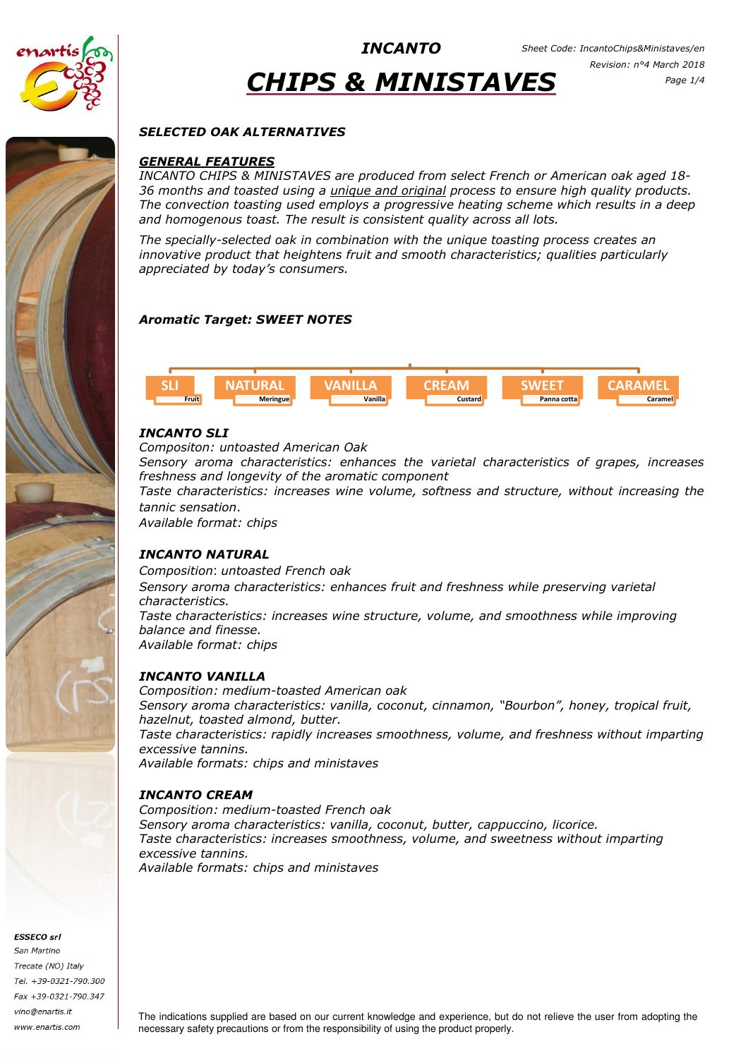# INCANTO

# CHIPS & MINISTAVES

Sheet Code: IncantoChips&Ministaves/en
Revision: n°4 March 2018

***SELECTED OAK ALTERNATIVES***

## ***GENERAL FEATURES***

*INCANTO CHIPS & MINISTAVES are produced from select French or American oak aged 18-36 months and toasted using a unique and original process to ensure high quality products. The convection toasting used employs a progressive heating scheme which results in a deep and homogenous toast. The result is consistent quality across all lots.*

*The specially-selected oak in combination with the unique toasting process creates an innovative product that heightens fruit and smooth characteristics; qualities particularly appreciated by today's consumers.*

***Aromatic Target: SWEET NOTES***

| SLI | NATURAL | VANILLA | CREAM | SWEET | CARAMEL |
|---|---|---|---|---|---|
| Fruit | Meringue | Vanilla | Custard | Panna cotta | Caramel |

### ***INCANTO SLI***

*Compositon: untoasted American Oak*
*Sensory aroma characteristics: enhances the varietal characteristics of grapes, increases freshness and longevity of the aromatic component*
*Taste characteristics: increases wine volume, softness and structure, without increasing the tannic sensation.*
*Available format: chips*

### ***INCANTO NATURAL***

*Composition: untoasted French oak*
*Sensory aroma characteristics: enhances fruit and freshness while preserving varietal characteristics.*
*Taste characteristics: increases wine structure, volume, and smoothness while improving balance and finesse.*
*Available format: chips*

### ***INCANTO VANILLA***

*Composition: medium-toasted American oak*
*Sensory aroma characteristics: vanilla, coconut, cinnamon, "Bourbon", honey, tropical fruit, hazelnut, toasted almond, butter.*
*Taste characteristics: rapidly increases smoothness, volume, and freshness without imparting excessive tannins.*
*Available formats: chips and ministaves*

### ***INCANTO CREAM***

*Composition: medium-toasted French oak*
*Sensory aroma characteristics: vanilla, coconut, butter, cappuccino, licorice.*
*Taste characteristics: increases smoothness, volume, and sweetness without imparting excessive tannins.*
*Available formats: chips and ministaves*

***ESSECO srl***
*San Martino*
*Trecate (NO) Italy*
*Tel. +39-0321-790.300*
*Fax +39-0321-790.347*
*vino@enartis.it*
*www.enartis.com*

The indications supplied are based on our current knowledge and experience, but do not relieve the user from adopting the necessary safety precautions or from the responsibility of using the product properly.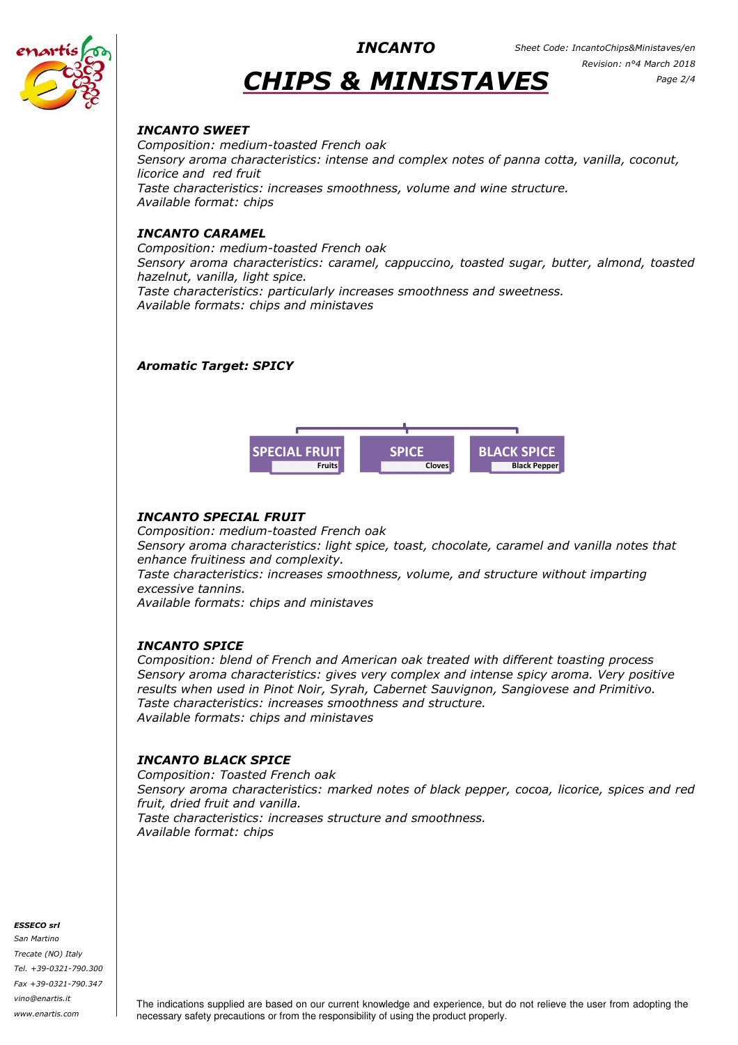### *INCANTO SWEET*

*Composition: medium-toasted French oak*
*Sensory aroma characteristics: intense and complex notes of panna cotta, vanilla, coconut, licorice and red fruit*
*Taste characteristics: increases smoothness, volume and wine structure.*
*Available format: chips*

### *INCANTO CARAMEL*

*Composition: medium-toasted French oak*
*Sensory aroma characteristics: caramel, cappuccino, toasted sugar, butter, almond, toasted hazelnut, vanilla, light spice.*
*Taste characteristics: particularly increases smoothness and sweetness.*
*Available formats: chips and ministaves*

### *Aromatic Target: SPICY*

| SPECIAL FRUIT | SPICE | BLACK SPICE |
|---|---|---|
| Fruits | Cloves | Black Pepper |

### *INCANTO SPECIAL FRUIT*

*Composition: medium-toasted French oak*
*Sensory aroma characteristics: light spice, toast, chocolate, caramel and vanilla notes that enhance fruitiness and complexity.*
*Taste characteristics: increases smoothness, volume, and structure without imparting excessive tannins.*
*Available formats: chips and ministaves*

### *INCANTO SPICE*

*Composition: blend of French and American oak treated with different toasting process*
*Sensory aroma characteristics: gives very complex and intense spicy aroma. Very positive results when used in Pinot Noir, Syrah, Cabernet Sauvignon, Sangiovese and Primitivo.*
*Taste characteristics: increases smoothness and structure.*
*Available formats: chips and ministaves*

### *INCANTO BLACK SPICE*

*Composition: Toasted French oak*
*Sensory aroma characteristics: marked notes of black pepper, cocoa, licorice, spices and red fruit, dried fruit and vanilla.*
*Taste characteristics: increases structure and smoothness.*
*Available format: chips*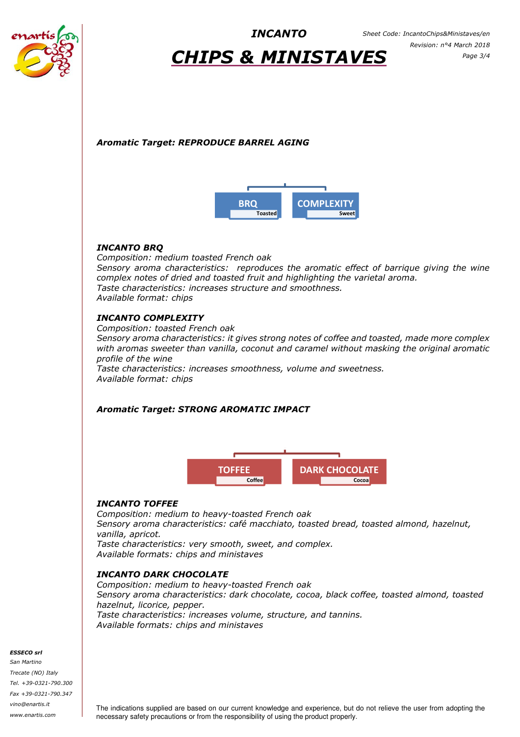# INCANTO
# CHIPS & MINISTAVES

***Aromatic Target: REPRODUCE BARREL AGING***

BRQ — Toasted

COMPLEXITY — Sweet

***INCANTO BRQ***
*Composition: medium toasted French oak*
*Sensory aroma characteristics: reproduces the aromatic effect of barrique giving the wine complex notes of dried and toasted fruit and highlighting the varietal aroma.*
*Taste characteristics: increases structure and smoothness.*
*Available format: chips*

***INCANTO COMPLEXITY***
*Composition: toasted French oak*
*Sensory aroma characteristics: it gives strong notes of coffee and toasted, made more complex with aromas sweeter than vanilla, coconut and caramel without masking the original aromatic profile of the wine*
*Taste characteristics: increases smoothness, volume and sweetness.*
*Available format: chips*

***Aromatic Target: STRONG AROMATIC IMPACT***

TOFFEE — Coffee

DARK CHOCOLATE — Cocoa

***INCANTO TOFFEE***
*Composition: medium to heavy-toasted French oak*
*Sensory aroma characteristics: café macchiato, toasted bread, toasted almond, hazelnut, vanilla, apricot.*
*Taste characteristics: very smooth, sweet, and complex.*
*Available formats: chips and ministaves*

***INCANTO DARK CHOCOLATE***
*Composition: medium to heavy-toasted French oak*
*Sensory aroma characteristics: dark chocolate, cocoa, black coffee, toasted almond, toasted hazelnut, licorice, pepper.*
*Taste characteristics: increases volume, structure, and tannins.*
*Available formats: chips and ministaves*

The indications supplied are based on our current knowledge and experience, but do not relieve the user from adopting the necessary safety precautions or from the responsibility of using the product properly.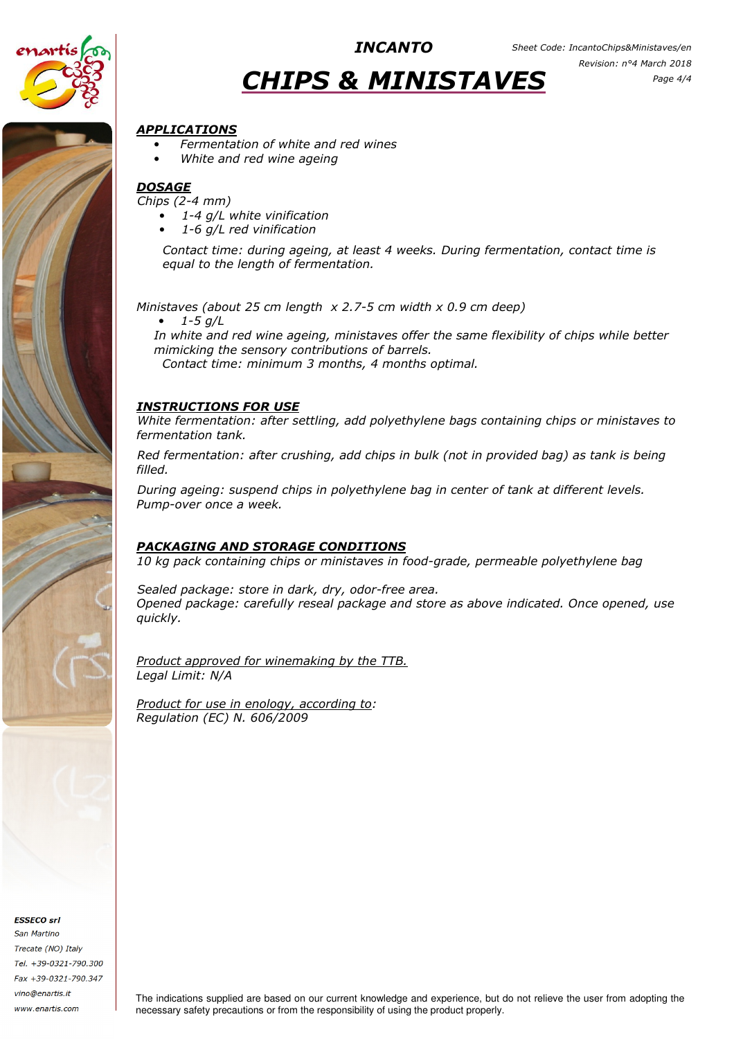# INCANTO

# CHIPS & MINISTAVES

## APPLICATIONS

- Fermentation of white and red wines
- White and red wine ageing

## DOSAGE

Chips (2-4 mm)

- 1-4 g/L white vinification
- 1-6 g/L red vinification

Contact time: during ageing, at least 4 weeks. During fermentation, contact time is equal to the length of fermentation.

Ministaves (about 25 cm length x 2.7-5 cm width x 0.9 cm deep)

- 1-5 g/L

In white and red wine ageing, ministaves offer the same flexibility of chips while better mimicking the sensory contributions of barrels.

Contact time: minimum 3 months, 4 months optimal.

## INSTRUCTIONS FOR USE

White fermentation: after settling, add polyethylene bags containing chips or ministaves to fermentation tank.

Red fermentation: after crushing, add chips in bulk (not in provided bag) as tank is being filled.

During ageing: suspend chips in polyethylene bag in center of tank at different levels. Pump-over once a week.

## PACKAGING AND STORAGE CONDITIONS

10 kg pack containing chips or ministaves in food-grade, permeable polyethylene bag

Sealed package: store in dark, dry, odor-free area.
Opened package: carefully reseal package and store as above indicated. Once opened, use quickly.

Product approved for winemaking by the TTB.
Legal Limit: N/A

Product for use in enology, according to:
Regulation (EC) N. 606/2009

**ESSECO srl**
San Martino
Trecate (NO) Italy
Tel. +39-0321-790.300
Fax +39-0321-790.347
vino@enartis.it
www.enartis.com

The indications supplied are based on our current knowledge and experience, but do not relieve the user from adopting the necessary safety precautions or from the responsibility of using the product properly.